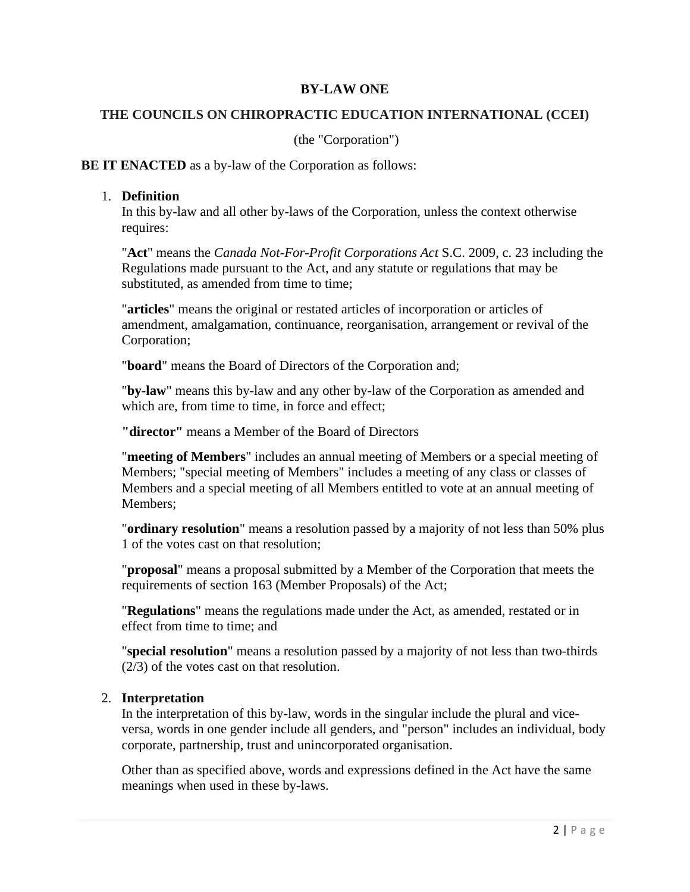**BY-LAW ONE**

**THE COUNCILS ON CHIROPRACTIC EDUCATION INTERNATIONAL (CCEI)**

(the "Corporation")

**BE IT ENACTED** as a by-law of the Corporation as follows:

1. **Definition**

   In this by-law and all other by-laws of the Corporation, unless the context otherwise requires:

   "**Act**" means the *Canada Not-For-Profit Corporations Act* S.C. 2009, c. 23 including the Regulations made pursuant to the Act, and any statute or regulations that may be substituted, as amended from time to time;

   "**articles**" means the original or restated articles of incorporation or articles of amendment, amalgamation, continuance, reorganisation, arrangement or revival of the Corporation;

   "**board**" means the Board of Directors of the Corporation and;

   "**by-law**" means this by-law and any other by-law of the Corporation as amended and which are, from time to time, in force and effect;

   **"director"** means a Member of the Board of Directors

   "**meeting of Members**" includes an annual meeting of Members or a special meeting of Members; "special meeting of Members" includes a meeting of any class or classes of Members and a special meeting of all Members entitled to vote at an annual meeting of Members;

   "**ordinary resolution**" means a resolution passed by a majority of not less than 50% plus 1 of the votes cast on that resolution;

   "**proposal**" means a proposal submitted by a Member of the Corporation that meets the requirements of section 163 (Member Proposals) of the Act;

   "**Regulations**" means the regulations made under the Act, as amended, restated or in effect from time to time; and

   "**special resolution**" means a resolution passed by a majority of not less than two-thirds (2/3) of the votes cast on that resolution.

2. **Interpretation**

   In the interpretation of this by-law, words in the singular include the plural and vice-versa, words in one gender include all genders, and "person" includes an individual, body corporate, partnership, trust and unincorporated organisation.

   Other than as specified above, words and expressions defined in the Act have the same meanings when used in these by-laws.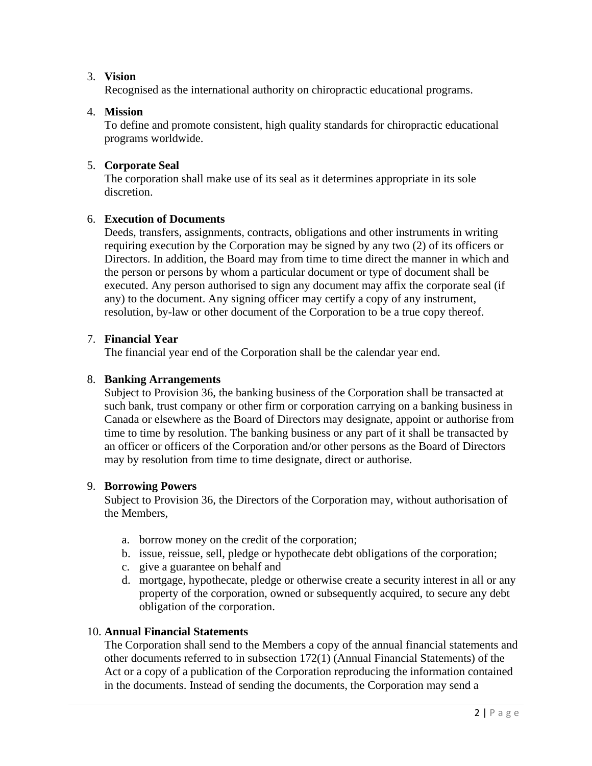3. **Vision**
   Recognised as the international authority on chiropractic educational programs.

4. **Mission**
   To define and promote consistent, high quality standards for chiropractic educational programs worldwide.

5. **Corporate Seal**
   The corporation shall make use of its seal as it determines appropriate in its sole discretion.

6. **Execution of Documents**
   Deeds, transfers, assignments, contracts, obligations and other instruments in writing requiring execution by the Corporation may be signed by any two (2) of its officers or Directors. In addition, the Board may from time to time direct the manner in which and the person or persons by whom a particular document or type of document shall be executed. Any person authorised to sign any document may affix the corporate seal (if any) to the document. Any signing officer may certify a copy of any instrument, resolution, by-law or other document of the Corporation to be a true copy thereof.

7. **Financial Year**
   The financial year end of the Corporation shall be the calendar year end.

8. **Banking Arrangements**
   Subject to Provision 36, the banking business of the Corporation shall be transacted at such bank, trust company or other firm or corporation carrying on a banking business in Canada or elsewhere as the Board of Directors may designate, appoint or authorise from time to time by resolution. The banking business or any part of it shall be transacted by an officer or officers of the Corporation and/or other persons as the Board of Directors may by resolution from time to time designate, direct or authorise.

9. **Borrowing Powers**
   Subject to Provision 36, the Directors of the Corporation may, without authorisation of the Members,

   a. borrow money on the credit of the corporation;
   b. issue, reissue, sell, pledge or hypothecate debt obligations of the corporation;
   c. give a guarantee on behalf and
   d. mortgage, hypothecate, pledge or otherwise create a security interest in all or any property of the corporation, owned or subsequently acquired, to secure any debt obligation of the corporation.

10. **Annual Financial Statements**
    The Corporation shall send to the Members a copy of the annual financial statements and other documents referred to in subsection 172(1) (Annual Financial Statements) of the Act or a copy of a publication of the Corporation reproducing the information contained in the documents. Instead of sending the documents, the Corporation may send a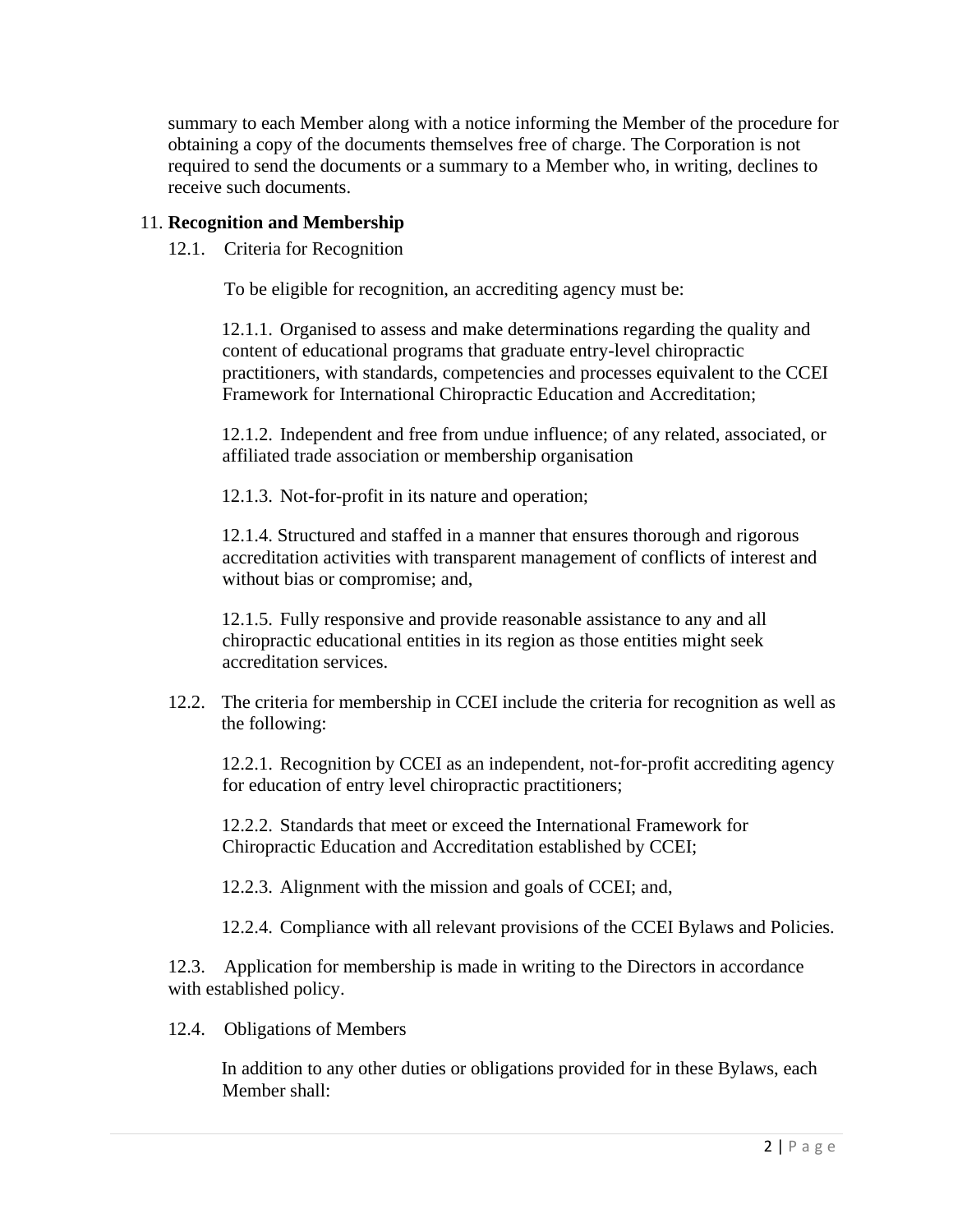summary to each Member along with a notice informing the Member of the procedure for obtaining a copy of the documents themselves free of charge. The Corporation is not required to send the documents or a summary to a Member who, in writing, declines to receive such documents.

11. **Recognition and Membership**

12.1. Criteria for Recognition

To be eligible for recognition, an accrediting agency must be:

12.1.1. Organised to assess and make determinations regarding the quality and content of educational programs that graduate entry-level chiropractic practitioners, with standards, competencies and processes equivalent to the CCEI Framework for International Chiropractic Education and Accreditation;

12.1.2. Independent and free from undue influence; of any related, associated, or affiliated trade association or membership organisation

12.1.3. Not-for-profit in its nature and operation;

12.1.4. Structured and staffed in a manner that ensures thorough and rigorous accreditation activities with transparent management of conflicts of interest and without bias or compromise; and,

12.1.5. Fully responsive and provide reasonable assistance to any and all chiropractic educational entities in its region as those entities might seek accreditation services.

12.2. The criteria for membership in CCEI include the criteria for recognition as well as the following:

12.2.1. Recognition by CCEI as an independent, not-for-profit accrediting agency for education of entry level chiropractic practitioners;

12.2.2. Standards that meet or exceed the International Framework for Chiropractic Education and Accreditation established by CCEI;

12.2.3. Alignment with the mission and goals of CCEI; and,

12.2.4. Compliance with all relevant provisions of the CCEI Bylaws and Policies.

12.3. Application for membership is made in writing to the Directors in accordance with established policy.

12.4. Obligations of Members

In addition to any other duties or obligations provided for in these Bylaws, each Member shall: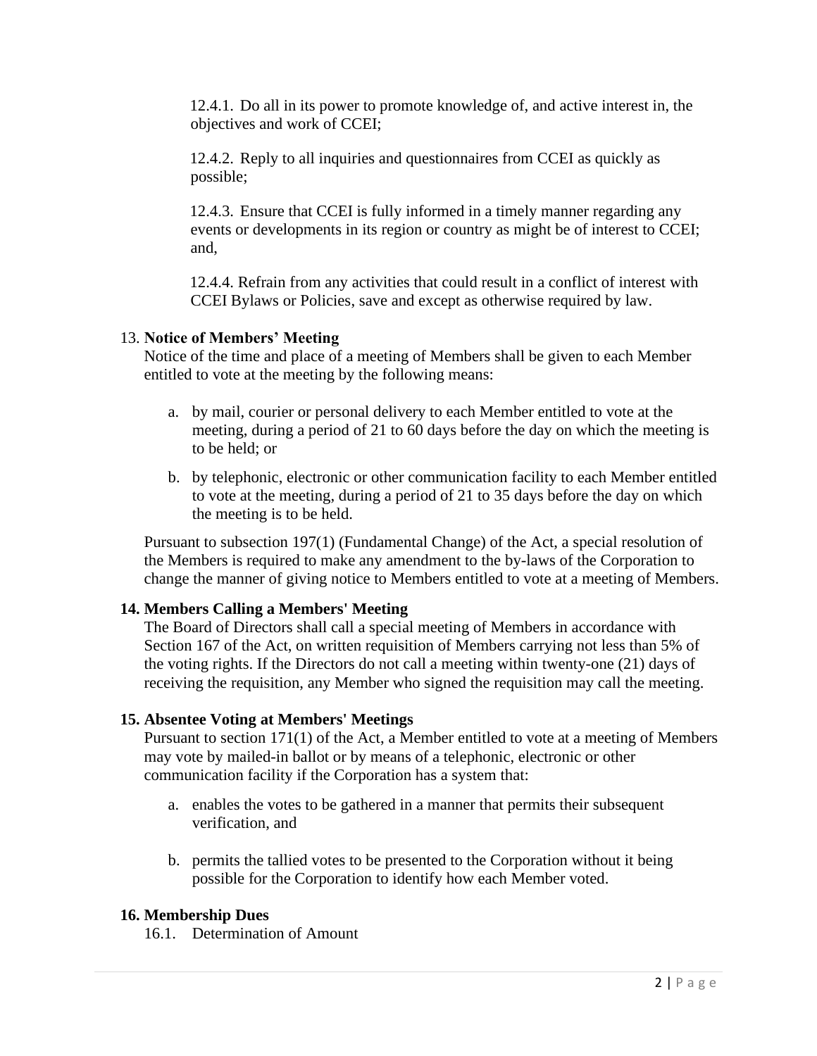12.4.1. Do all in its power to promote knowledge of, and active interest in, the objectives and work of CCEI;

12.4.2. Reply to all inquiries and questionnaires from CCEI as quickly as possible;

12.4.3. Ensure that CCEI is fully informed in a timely manner regarding any events or developments in its region or country as might be of interest to CCEI; and,

12.4.4. Refrain from any activities that could result in a conflict of interest with CCEI Bylaws or Policies, save and except as otherwise required by law.

13. **Notice of Members' Meeting**

Notice of the time and place of a meeting of Members shall be given to each Member entitled to vote at the meeting by the following means:

a. by mail, courier or personal delivery to each Member entitled to vote at the meeting, during a period of 21 to 60 days before the day on which the meeting is to be held; or

b. by telephonic, electronic or other communication facility to each Member entitled to vote at the meeting, during a period of 21 to 35 days before the day on which the meeting is to be held.

Pursuant to subsection 197(1) (Fundamental Change) of the Act, a special resolution of the Members is required to make any amendment to the by-laws of the Corporation to change the manner of giving notice to Members entitled to vote at a meeting of Members.

**14. Members Calling a Members' Meeting**

The Board of Directors shall call a special meeting of Members in accordance with Section 167 of the Act, on written requisition of Members carrying not less than 5% of the voting rights. If the Directors do not call a meeting within twenty-one (21) days of receiving the requisition, any Member who signed the requisition may call the meeting.

**15. Absentee Voting at Members' Meetings**

Pursuant to section 171(1) of the Act, a Member entitled to vote at a meeting of Members may vote by mailed-in ballot or by means of a telephonic, electronic or other communication facility if the Corporation has a system that:

a. enables the votes to be gathered in a manner that permits their subsequent verification, and

b. permits the tallied votes to be presented to the Corporation without it being possible for the Corporation to identify how each Member voted.

**16. Membership Dues**

16.1. Determination of Amount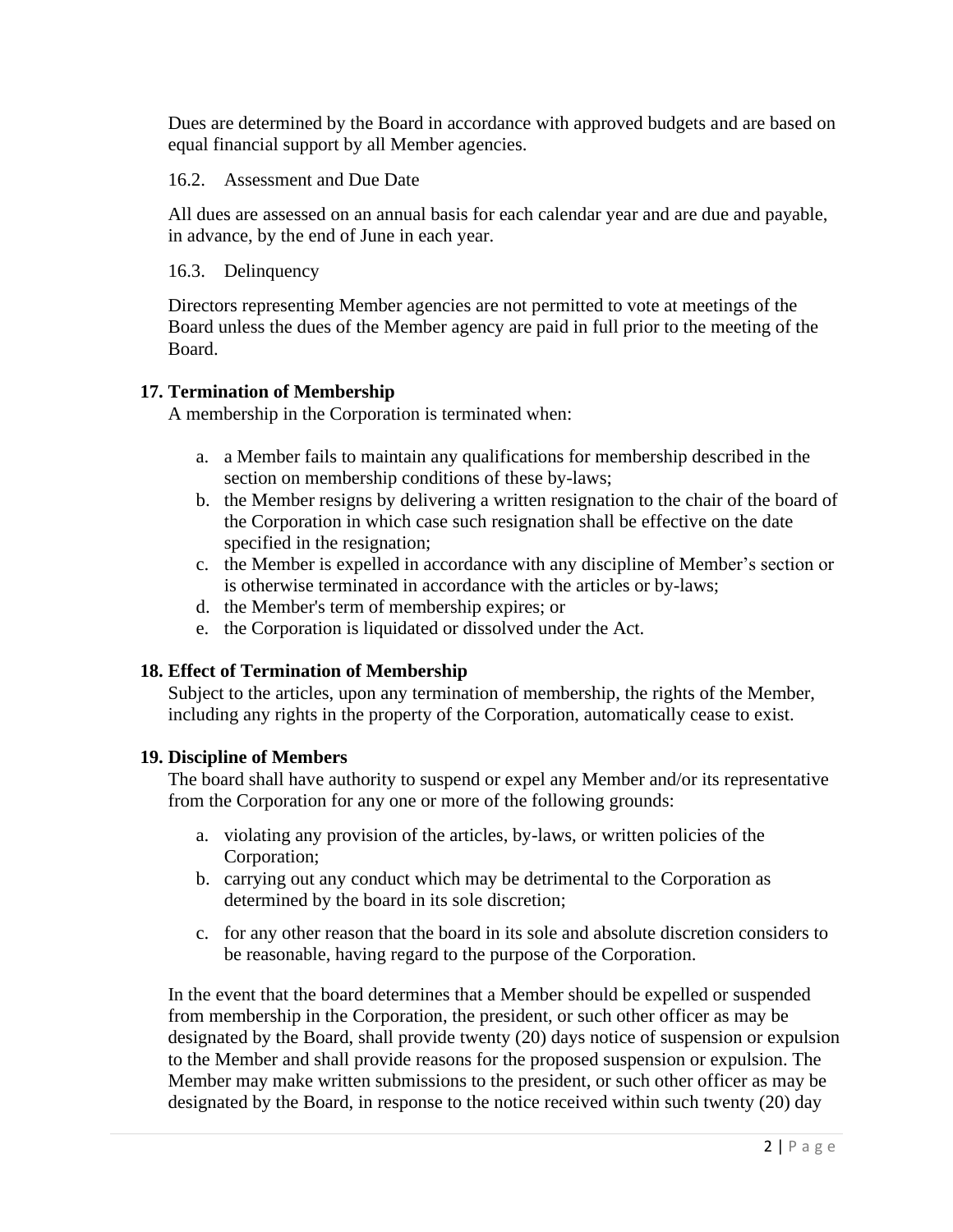Dues are determined by the Board in accordance with approved budgets and are based on equal financial support by all Member agencies.

16.2. Assessment and Due Date

All dues are assessed on an annual basis for each calendar year and are due and payable, in advance, by the end of June in each year.

16.3. Delinquency

Directors representing Member agencies are not permitted to vote at meetings of the Board unless the dues of the Member agency are paid in full prior to the meeting of the Board.

## 17. Termination of Membership

A membership in the Corporation is terminated when:

a. a Member fails to maintain any qualifications for membership described in the section on membership conditions of these by-laws;
b. the Member resigns by delivering a written resignation to the chair of the board of the Corporation in which case such resignation shall be effective on the date specified in the resignation;
c. the Member is expelled in accordance with any discipline of Member's section or is otherwise terminated in accordance with the articles or by-laws;
d. the Member's term of membership expires; or
e. the Corporation is liquidated or dissolved under the Act.

## 18. Effect of Termination of Membership

Subject to the articles, upon any termination of membership, the rights of the Member, including any rights in the property of the Corporation, automatically cease to exist.

## 19. Discipline of Members

The board shall have authority to suspend or expel any Member and/or its representative from the Corporation for any one or more of the following grounds:

a. violating any provision of the articles, by-laws, or written policies of the Corporation;
b. carrying out any conduct which may be detrimental to the Corporation as determined by the board in its sole discretion;
c. for any other reason that the board in its sole and absolute discretion considers to be reasonable, having regard to the purpose of the Corporation.

In the event that the board determines that a Member should be expelled or suspended from membership in the Corporation, the president, or such other officer as may be designated by the Board, shall provide twenty (20) days notice of suspension or expulsion to the Member and shall provide reasons for the proposed suspension or expulsion. The Member may make written submissions to the president, or such other officer as may be designated by the Board, in response to the notice received within such twenty (20) day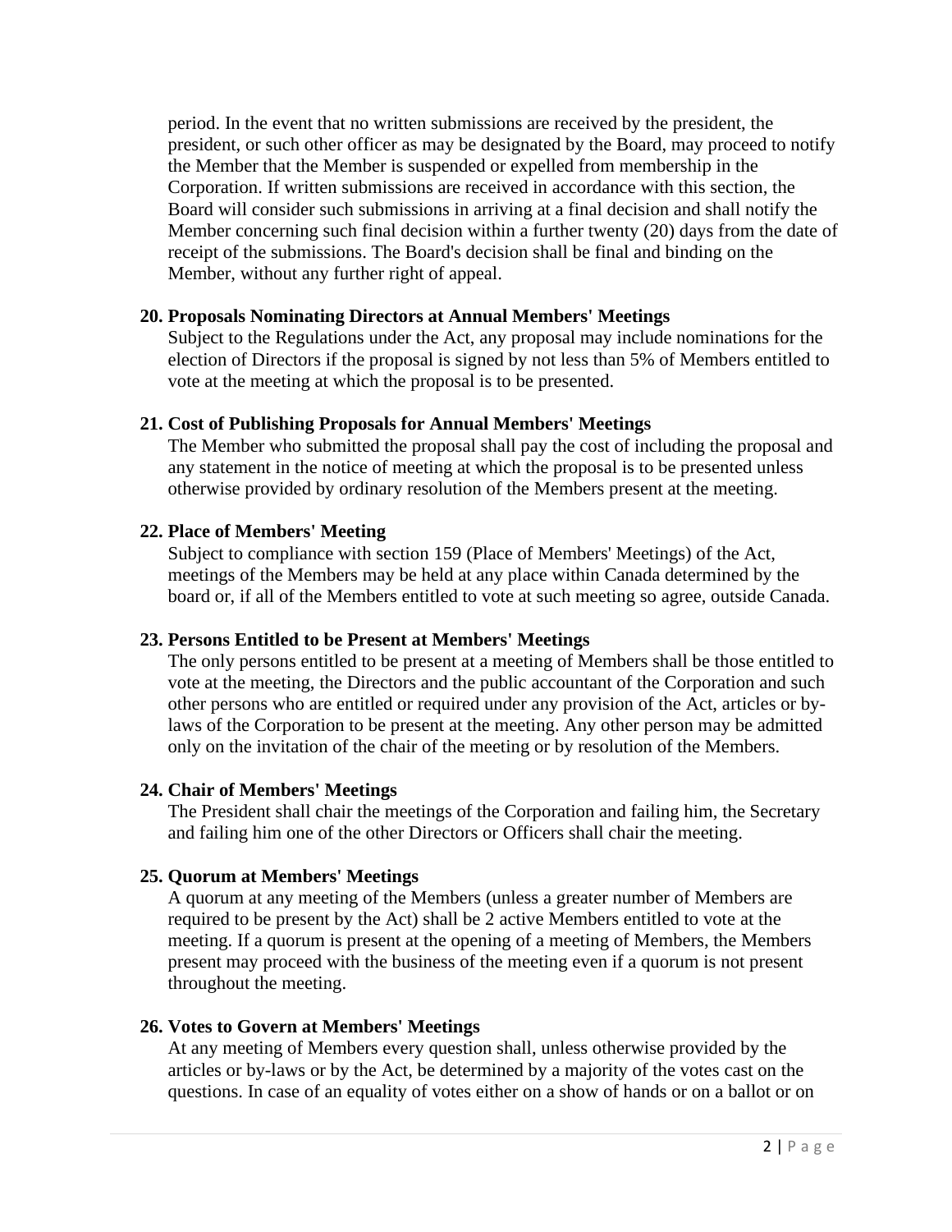period. In the event that no written submissions are received by the president, the president, or such other officer as may be designated by the Board, may proceed to notify the Member that the Member is suspended or expelled from membership in the Corporation. If written submissions are received in accordance with this section, the Board will consider such submissions in arriving at a final decision and shall notify the Member concerning such final decision within a further twenty (20) days from the date of receipt of the submissions. The Board's decision shall be final and binding on the Member, without any further right of appeal.

**20. Proposals Nominating Directors at Annual Members' Meetings**

Subject to the Regulations under the Act, any proposal may include nominations for the election of Directors if the proposal is signed by not less than 5% of Members entitled to vote at the meeting at which the proposal is to be presented.

**21. Cost of Publishing Proposals for Annual Members' Meetings**

The Member who submitted the proposal shall pay the cost of including the proposal and any statement in the notice of meeting at which the proposal is to be presented unless otherwise provided by ordinary resolution of the Members present at the meeting.

**22. Place of Members' Meeting**

Subject to compliance with section 159 (Place of Members' Meetings) of the Act, meetings of the Members may be held at any place within Canada determined by the board or, if all of the Members entitled to vote at such meeting so agree, outside Canada.

**23. Persons Entitled to be Present at Members' Meetings**

The only persons entitled to be present at a meeting of Members shall be those entitled to vote at the meeting, the Directors and the public accountant of the Corporation and such other persons who are entitled or required under any provision of the Act, articles or by-laws of the Corporation to be present at the meeting. Any other person may be admitted only on the invitation of the chair of the meeting or by resolution of the Members.

**24. Chair of Members' Meetings**

The President shall chair the meetings of the Corporation and failing him, the Secretary and failing him one of the other Directors or Officers shall chair the meeting.

**25. Quorum at Members' Meetings**

A quorum at any meeting of the Members (unless a greater number of Members are required to be present by the Act) shall be 2 active Members entitled to vote at the meeting. If a quorum is present at the opening of a meeting of Members, the Members present may proceed with the business of the meeting even if a quorum is not present throughout the meeting.

**26. Votes to Govern at Members' Meetings**

At any meeting of Members every question shall, unless otherwise provided by the articles or by-laws or by the Act, be determined by a majority of the votes cast on the questions. In case of an equality of votes either on a show of hands or on a ballot or on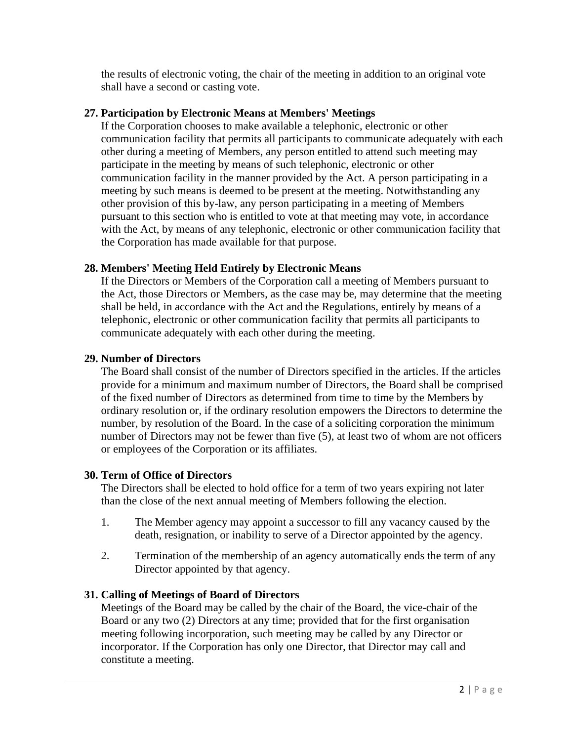the results of electronic voting, the chair of the meeting in addition to an original vote shall have a second or casting vote.

**27. Participation by Electronic Means at Members' Meetings**

If the Corporation chooses to make available a telephonic, electronic or other communication facility that permits all participants to communicate adequately with each other during a meeting of Members, any person entitled to attend such meeting may participate in the meeting by means of such telephonic, electronic or other communication facility in the manner provided by the Act. A person participating in a meeting by such means is deemed to be present at the meeting. Notwithstanding any other provision of this by-law, any person participating in a meeting of Members pursuant to this section who is entitled to vote at that meeting may vote, in accordance with the Act, by means of any telephonic, electronic or other communication facility that the Corporation has made available for that purpose.

**28. Members' Meeting Held Entirely by Electronic Means**

If the Directors or Members of the Corporation call a meeting of Members pursuant to the Act, those Directors or Members, as the case may be, may determine that the meeting shall be held, in accordance with the Act and the Regulations, entirely by means of a telephonic, electronic or other communication facility that permits all participants to communicate adequately with each other during the meeting.

**29. Number of Directors**

The Board shall consist of the number of Directors specified in the articles. If the articles provide for a minimum and maximum number of Directors, the Board shall be comprised of the fixed number of Directors as determined from time to time by the Members by ordinary resolution or, if the ordinary resolution empowers the Directors to determine the number, by resolution of the Board. In the case of a soliciting corporation the minimum number of Directors may not be fewer than five (5), at least two of whom are not officers or employees of the Corporation or its affiliates.

**30. Term of Office of Directors**

The Directors shall be elected to hold office for a term of two years expiring not later than the close of the next annual meeting of Members following the election.

1. The Member agency may appoint a successor to fill any vacancy caused by the death, resignation, or inability to serve of a Director appointed by the agency.
2. Termination of the membership of an agency automatically ends the term of any Director appointed by that agency.

**31. Calling of Meetings of Board of Directors**

Meetings of the Board may be called by the chair of the Board, the vice-chair of the Board or any two (2) Directors at any time; provided that for the first organisation meeting following incorporation, such meeting may be called by any Director or incorporator. If the Corporation has only one Director, that Director may call and constitute a meeting.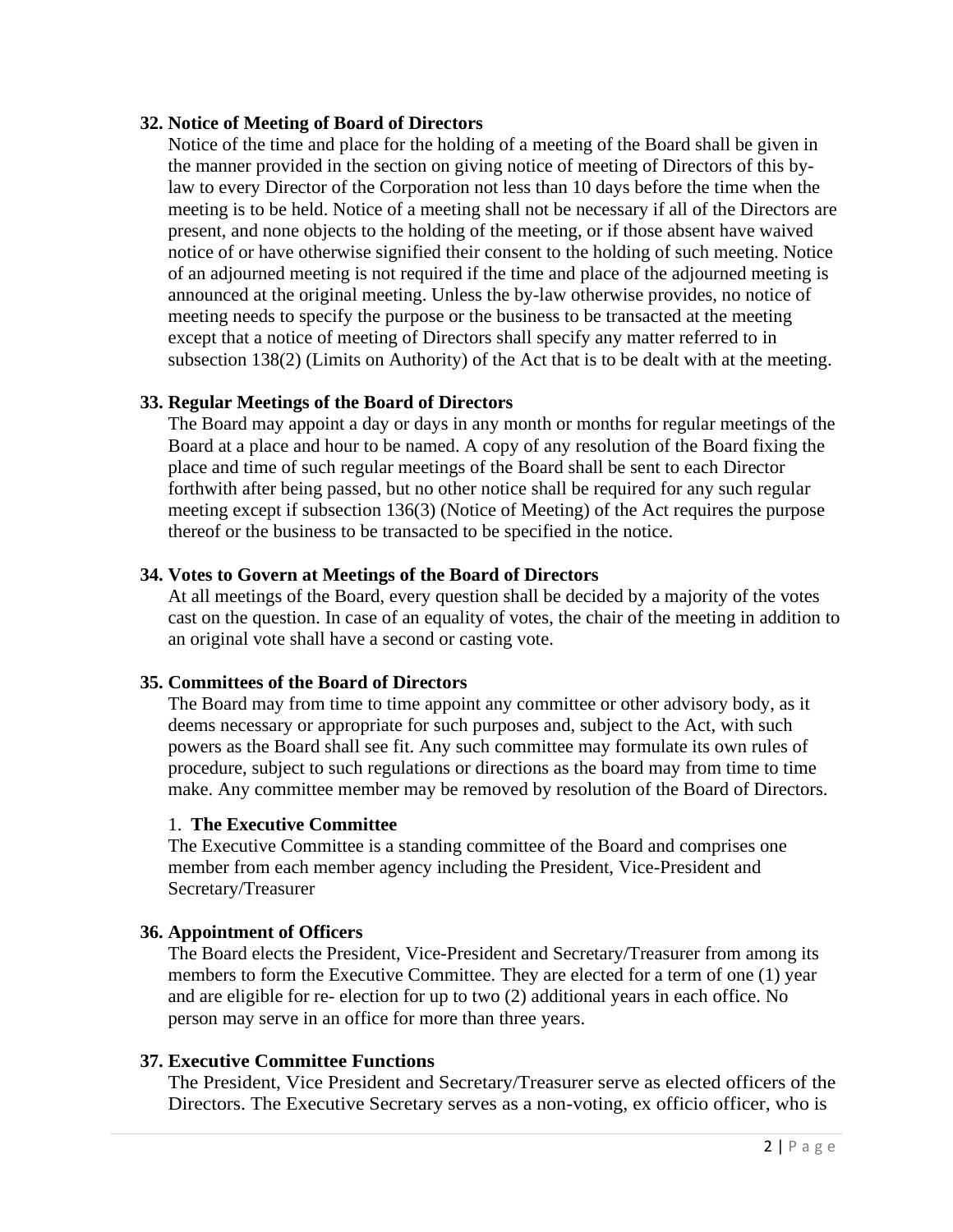### 32. Notice of Meeting of Board of Directors

Notice of the time and place for the holding of a meeting of the Board shall be given in the manner provided in the section on giving notice of meeting of Directors of this by-law to every Director of the Corporation not less than 10 days before the time when the meeting is to be held. Notice of a meeting shall not be necessary if all of the Directors are present, and none objects to the holding of the meeting, or if those absent have waived notice of or have otherwise signified their consent to the holding of such meeting. Notice of an adjourned meeting is not required if the time and place of the adjourned meeting is announced at the original meeting. Unless the by-law otherwise provides, no notice of meeting needs to specify the purpose or the business to be transacted at the meeting except that a notice of meeting of Directors shall specify any matter referred to in subsection 138(2) (Limits on Authority) of the Act that is to be dealt with at the meeting.

### 33. Regular Meetings of the Board of Directors

The Board may appoint a day or days in any month or months for regular meetings of the Board at a place and hour to be named. A copy of any resolution of the Board fixing the place and time of such regular meetings of the Board shall be sent to each Director forthwith after being passed, but no other notice shall be required for any such regular meeting except if subsection 136(3) (Notice of Meeting) of the Act requires the purpose thereof or the business to be transacted to be specified in the notice.

### 34. Votes to Govern at Meetings of the Board of Directors

At all meetings of the Board, every question shall be decided by a majority of the votes cast on the question. In case of an equality of votes, the chair of the meeting in addition to an original vote shall have a second or casting vote.

### 35. Committees of the Board of Directors

The Board may from time to time appoint any committee or other advisory body, as it deems necessary or appropriate for such purposes and, subject to the Act, with such powers as the Board shall see fit. Any such committee may formulate its own rules of procedure, subject to such regulations or directions as the board may from time to time make. Any committee member may be removed by resolution of the Board of Directors.

1. **The Executive Committee**

The Executive Committee is a standing committee of the Board and comprises one member from each member agency including the President, Vice-President and Secretary/Treasurer

### 36. Appointment of Officers

The Board elects the President, Vice-President and Secretary/Treasurer from among its members to form the Executive Committee. They are elected for a term of one (1) year and are eligible for re- election for up to two (2) additional years in each office. No person may serve in an office for more than three years.

### 37. Executive Committee Functions

The President, Vice President and Secretary/Treasurer serve as elected officers of the Directors. The Executive Secretary serves as a non-voting, ex officio officer, who is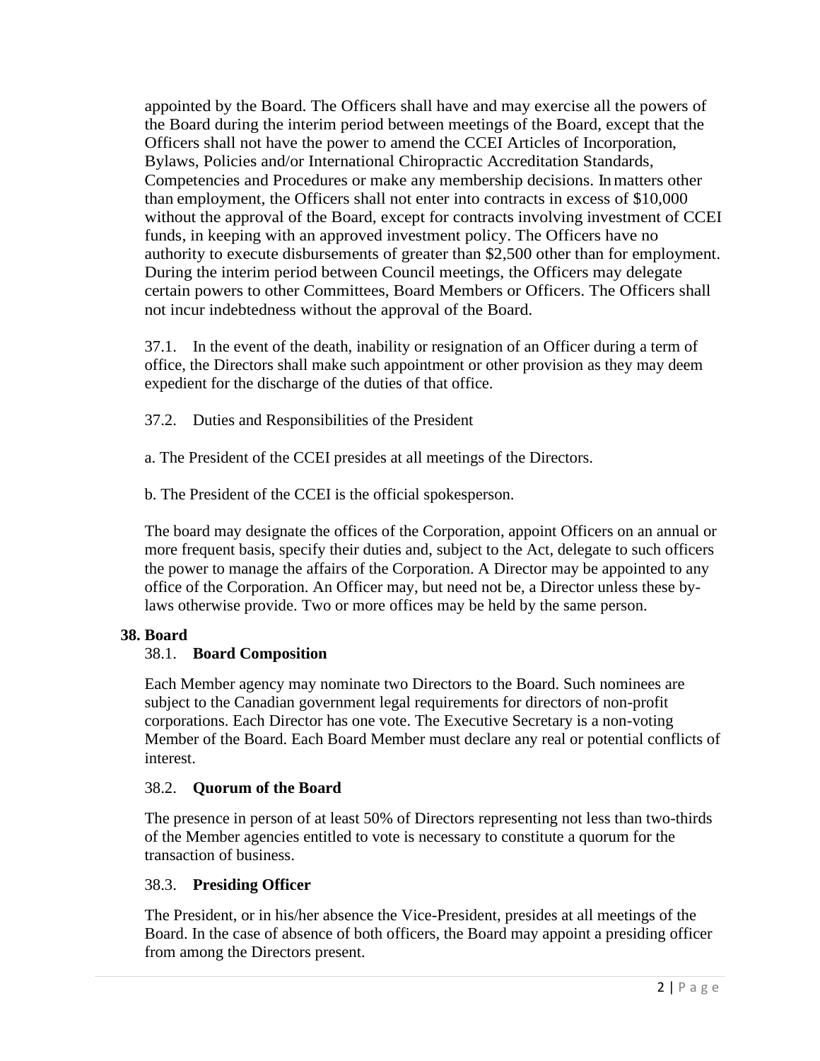appointed by the Board. The Officers shall have and may exercise all the powers of the Board during the interim period between meetings of the Board, except that the Officers shall not have the power to amend the CCEI Articles of Incorporation, Bylaws, Policies and/or International Chiropractic Accreditation Standards, Competencies and Procedures or make any membership decisions. In matters other than employment, the Officers shall not enter into contracts in excess of $10,000 without the approval of the Board, except for contracts involving investment of CCEI funds, in keeping with an approved investment policy. The Officers have no authority to execute disbursements of greater than $2,500 other than for employment. During the interim period between Council meetings, the Officers may delegate certain powers to other Committees, Board Members or Officers. The Officers shall not incur indebtedness without the approval of the Board.

37.1. In the event of the death, inability or resignation of an Officer during a term of office, the Directors shall make such appointment or other provision as they may deem expedient for the discharge of the duties of that office.

37.2. Duties and Responsibilities of the President

a. The President of the CCEI presides at all meetings of the Directors.

b. The President of the CCEI is the official spokesperson.

The board may designate the offices of the Corporation, appoint Officers on an annual or more frequent basis, specify their duties and, subject to the Act, delegate to such officers the power to manage the affairs of the Corporation. A Director may be appointed to any office of the Corporation. An Officer may, but need not be, a Director unless these by-laws otherwise provide. Two or more offices may be held by the same person.

## 38. Board

### 38.1. Board Composition

Each Member agency may nominate two Directors to the Board. Such nominees are subject to the Canadian government legal requirements for directors of non-profit corporations. Each Director has one vote. The Executive Secretary is a non-voting Member of the Board. Each Board Member must declare any real or potential conflicts of interest.

### 38.2. Quorum of the Board

The presence in person of at least 50% of Directors representing not less than two-thirds of the Member agencies entitled to vote is necessary to constitute a quorum for the transaction of business.

### 38.3. Presiding Officer

The President, or in his/her absence the Vice-President, presides at all meetings of the Board. In the case of absence of both officers, the Board may appoint a presiding officer from among the Directors present.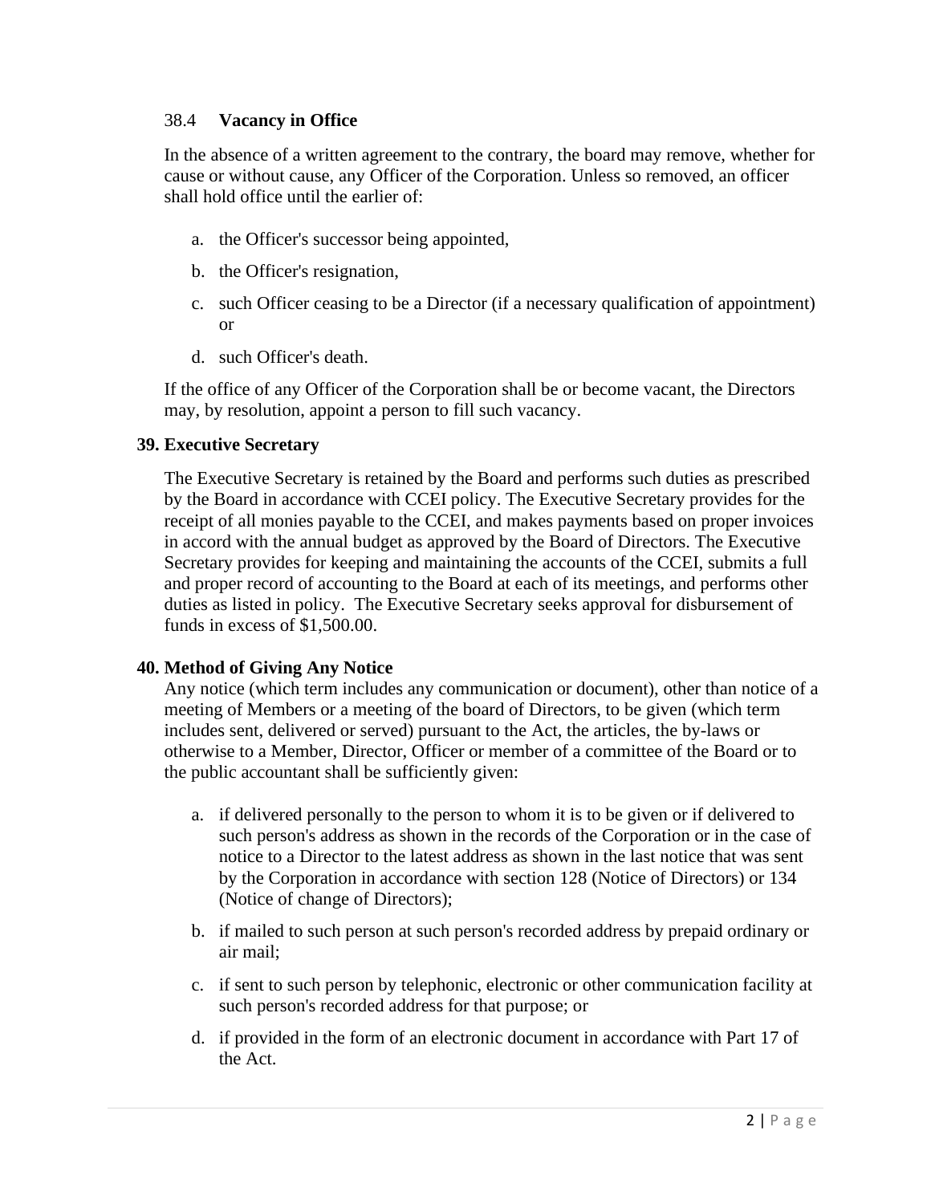### 38.4 **Vacancy in Office**

In the absence of a written agreement to the contrary, the board may remove, whether for cause or without cause, any Officer of the Corporation. Unless so removed, an officer shall hold office until the earlier of:

a. the Officer's successor being appointed,

b. the Officer's resignation,

c. such Officer ceasing to be a Director (if a necessary qualification of appointment) or

d. such Officer's death.

If the office of any Officer of the Corporation shall be or become vacant, the Directors may, by resolution, appoint a person to fill such vacancy.

## 39. Executive Secretary

The Executive Secretary is retained by the Board and performs such duties as prescribed by the Board in accordance with CCEI policy. The Executive Secretary provides for the receipt of all monies payable to the CCEI, and makes payments based on proper invoices in accord with the annual budget as approved by the Board of Directors. The Executive Secretary provides for keeping and maintaining the accounts of the CCEI, submits a full and proper record of accounting to the Board at each of its meetings, and performs other duties as listed in policy. The Executive Secretary seeks approval for disbursement of funds in excess of $1,500.00.

## 40. Method of Giving Any Notice

Any notice (which term includes any communication or document), other than notice of a meeting of Members or a meeting of the board of Directors, to be given (which term includes sent, delivered or served) pursuant to the Act, the articles, the by-laws or otherwise to a Member, Director, Officer or member of a committee of the Board or to the public accountant shall be sufficiently given:

a. if delivered personally to the person to whom it is to be given or if delivered to such person's address as shown in the records of the Corporation or in the case of notice to a Director to the latest address as shown in the last notice that was sent by the Corporation in accordance with section 128 (Notice of Directors) or 134 (Notice of change of Directors);

b. if mailed to such person at such person's recorded address by prepaid ordinary or air mail;

c. if sent to such person by telephonic, electronic or other communication facility at such person's recorded address for that purpose; or

d. if provided in the form of an electronic document in accordance with Part 17 of the Act.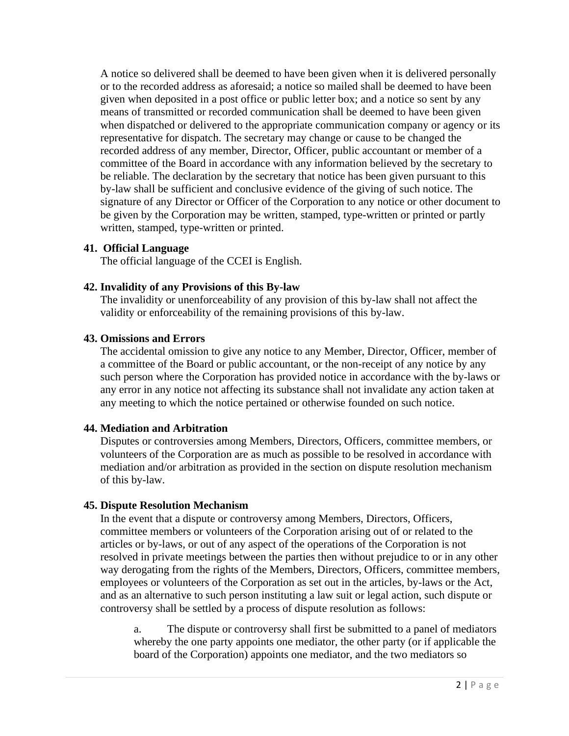A notice so delivered shall be deemed to have been given when it is delivered personally or to the recorded address as aforesaid; a notice so mailed shall be deemed to have been given when deposited in a post office or public letter box; and a notice so sent by any means of transmitted or recorded communication shall be deemed to have been given when dispatched or delivered to the appropriate communication company or agency or its representative for dispatch. The secretary may change or cause to be changed the recorded address of any member, Director, Officer, public accountant or member of a committee of the Board in accordance with any information believed by the secretary to be reliable. The declaration by the secretary that notice has been given pursuant to this by-law shall be sufficient and conclusive evidence of the giving of such notice. The signature of any Director or Officer of the Corporation to any notice or other document to be given by the Corporation may be written, stamped, type-written or printed or partly written, stamped, type-written or printed.

**41. Official Language**

The official language of the CCEI is English.

**42. Invalidity of any Provisions of this By-law**

The invalidity or unenforceability of any provision of this by-law shall not affect the validity or enforceability of the remaining provisions of this by-law.

**43. Omissions and Errors**

The accidental omission to give any notice to any Member, Director, Officer, member of a committee of the Board or public accountant, or the non-receipt of any notice by any such person where the Corporation has provided notice in accordance with the by-laws or any error in any notice not affecting its substance shall not invalidate any action taken at any meeting to which the notice pertained or otherwise founded on such notice.

**44. Mediation and Arbitration**

Disputes or controversies among Members, Directors, Officers, committee members, or volunteers of the Corporation are as much as possible to be resolved in accordance with mediation and/or arbitration as provided in the section on dispute resolution mechanism of this by-law.

**45. Dispute Resolution Mechanism**

In the event that a dispute or controversy among Members, Directors, Officers, committee members or volunteers of the Corporation arising out of or related to the articles or by-laws, or out of any aspect of the operations of the Corporation is not resolved in private meetings between the parties then without prejudice to or in any other way derogating from the rights of the Members, Directors, Officers, committee members, employees or volunteers of the Corporation as set out in the articles, by-laws or the Act, and as an alternative to such person instituting a law suit or legal action, such dispute or controversy shall be settled by a process of dispute resolution as follows:

a. The dispute or controversy shall first be submitted to a panel of mediators whereby the one party appoints one mediator, the other party (or if applicable the board of the Corporation) appoints one mediator, and the two mediators so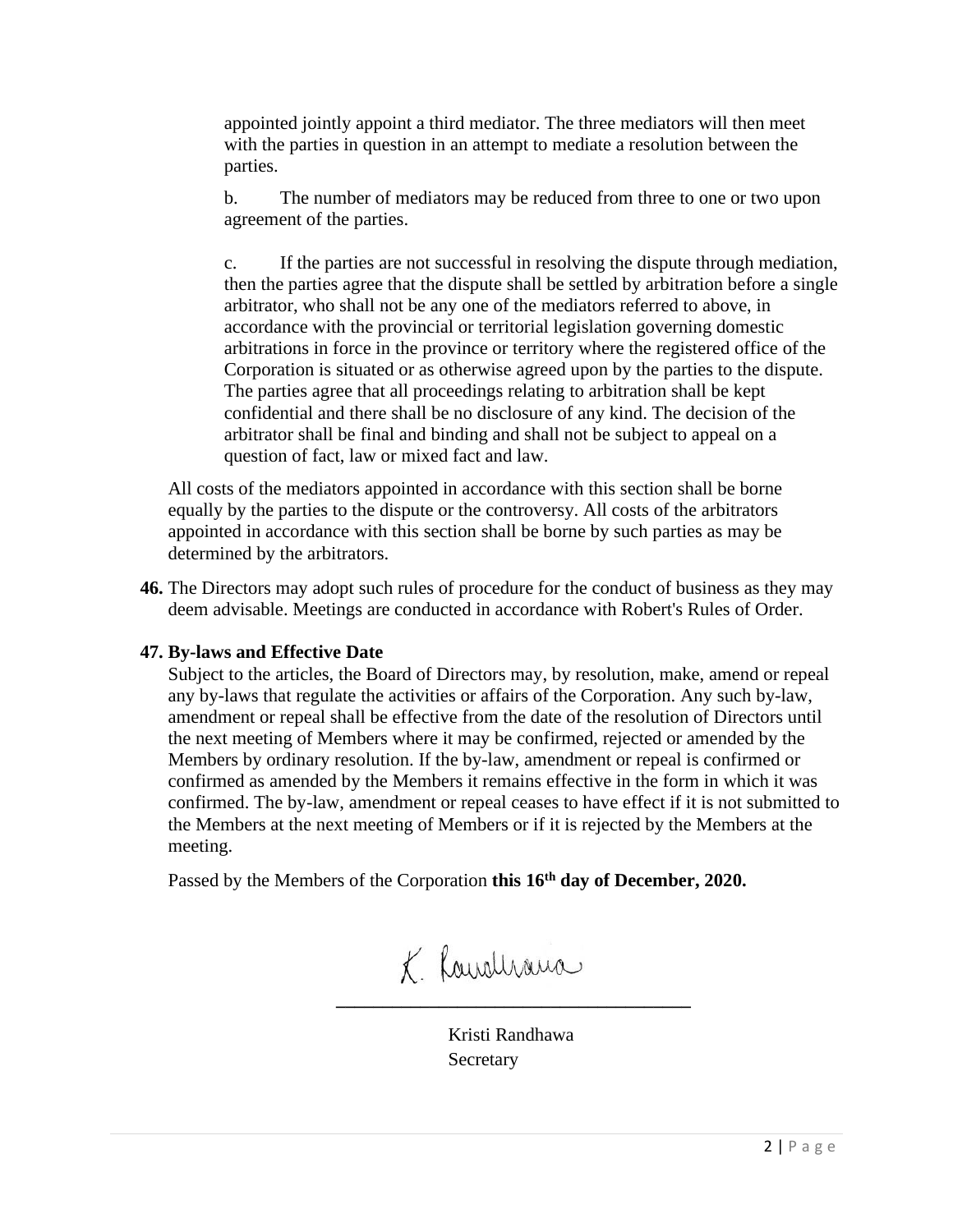appointed jointly appoint a third mediator. The three mediators will then meet with the parties in question in an attempt to mediate a resolution between the parties.

b. The number of mediators may be reduced from three to one or two upon agreement of the parties.

c. If the parties are not successful in resolving the dispute through mediation, then the parties agree that the dispute shall be settled by arbitration before a single arbitrator, who shall not be any one of the mediators referred to above, in accordance with the provincial or territorial legislation governing domestic arbitrations in force in the province or territory where the registered office of the Corporation is situated or as otherwise agreed upon by the parties to the dispute. The parties agree that all proceedings relating to arbitration shall be kept confidential and there shall be no disclosure of any kind. The decision of the arbitrator shall be final and binding and shall not be subject to appeal on a question of fact, law or mixed fact and law.

All costs of the mediators appointed in accordance with this section shall be borne equally by the parties to the dispute or the controversy. All costs of the arbitrators appointed in accordance with this section shall be borne by such parties as may be determined by the arbitrators.

**46.** The Directors may adopt such rules of procedure for the conduct of business as they may deem advisable. Meetings are conducted in accordance with Robert's Rules of Order.

**47. By-laws and Effective Date**

Subject to the articles, the Board of Directors may, by resolution, make, amend or repeal any by-laws that regulate the activities or affairs of the Corporation. Any such by-law, amendment or repeal shall be effective from the date of the resolution of Directors until the next meeting of Members where it may be confirmed, rejected or amended by the Members by ordinary resolution. If the by-law, amendment or repeal is confirmed or confirmed as amended by the Members it remains effective in the form in which it was confirmed. The by-law, amendment or repeal ceases to have effect if it is not submitted to the Members at the next meeting of Members or if it is rejected by the Members at the meeting.

Passed by the Members of the Corporation **this 16th day of December, 2020.**

K. Randhawa

Kristi Randhawa
Secretary